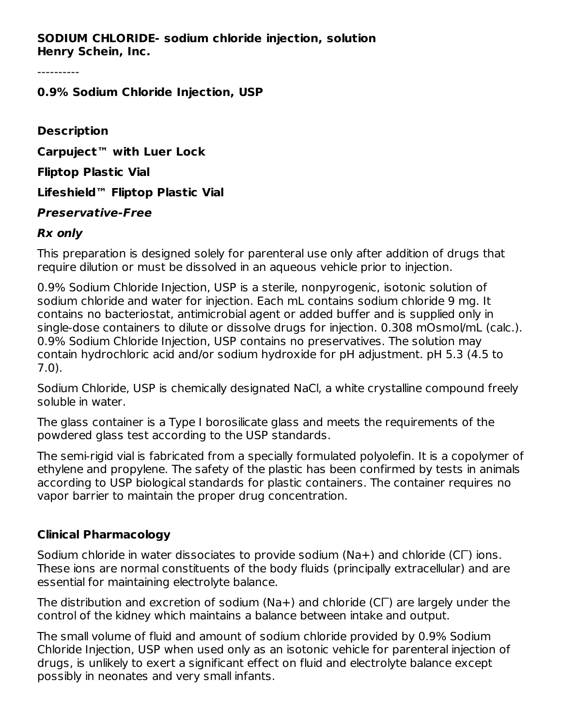**SODIUM CHLORIDE- sodium chloride injection, solution**
**Henry Schein, Inc.**

----------

**0.9% Sodium Chloride Injection, USP**

**Description**

**Carpuject™ with Luer Lock**

**Fliptop Plastic Vial**

**Lifeshield™ Fliptop Plastic Vial**

***Preservative-Free***

***Rx only***

This preparation is designed solely for parenteral use only after addition of drugs that require dilution or must be dissolved in an aqueous vehicle prior to injection.

0.9% Sodium Chloride Injection, USP is a sterile, nonpyrogenic, isotonic solution of sodium chloride and water for injection. Each mL contains sodium chloride 9 mg. It contains no bacteriostat, antimicrobial agent or added buffer and is supplied only in single-dose containers to dilute or dissolve drugs for injection. 0.308 mOsmol/mL (calc.). 0.9% Sodium Chloride Injection, USP contains no preservatives. The solution may contain hydrochloric acid and/or sodium hydroxide for pH adjustment. pH 5.3 (4.5 to 7.0).

Sodium Chloride, USP is chemically designated NaCl, a white crystalline compound freely soluble in water.

The glass container is a Type I borosilicate glass and meets the requirements of the powdered glass test according to the USP standards.

The semi-rigid vial is fabricated from a specially formulated polyolefin. It is a copolymer of ethylene and propylene. The safety of the plastic has been confirmed by tests in animals according to USP biological standards for plastic containers. The container requires no vapor barrier to maintain the proper drug concentration.

**Clinical Pharmacology**

Sodium chloride in water dissociates to provide sodium ($Na^+$) and chloride ($Cl^-$) ions. These ions are normal constituents of the body fluids (principally extracellular) and are essential for maintaining electrolyte balance.

The distribution and excretion of sodium ($Na^+$) and chloride ($Cl^-$) are largely under the control of the kidney which maintains a balance between intake and output.

The small volume of fluid and amount of sodium chloride provided by 0.9% Sodium Chloride Injection, USP when used only as an isotonic vehicle for parenteral injection of drugs, is unlikely to exert a significant effect on fluid and electrolyte balance except possibly in neonates and very small infants.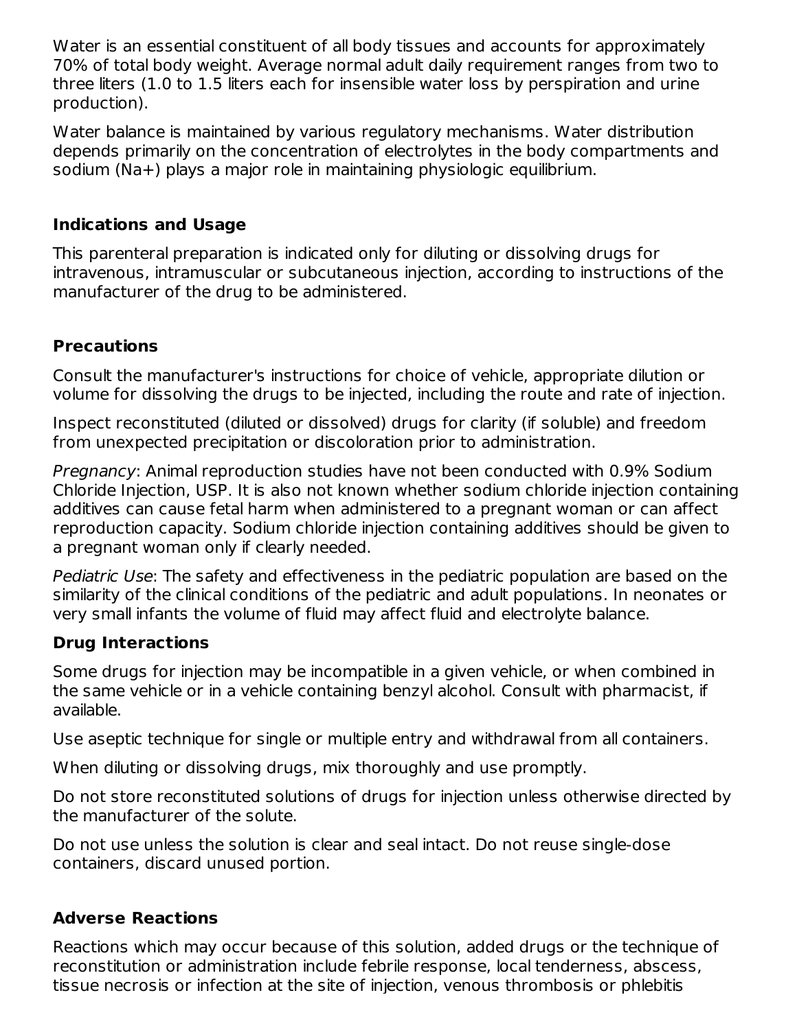Water is an essential constituent of all body tissues and accounts for approximately 70% of total body weight. Average normal adult daily requirement ranges from two to three liters (1.0 to 1.5 liters each for insensible water loss by perspiration and urine production).

Water balance is maintained by various regulatory mechanisms. Water distribution depends primarily on the concentration of electrolytes in the body compartments and sodium ($Na^{+}$) plays a major role in maintaining physiologic equilibrium.

## Indications and Usage

This parenteral preparation is indicated only for diluting or dissolving drugs for intravenous, intramuscular or subcutaneous injection, according to instructions of the manufacturer of the drug to be administered.

## Precautions

Consult the manufacturer's instructions for choice of vehicle, appropriate dilution or volume for dissolving the drugs to be injected, including the route and rate of injection.

Inspect reconstituted (diluted or dissolved) drugs for clarity (if soluble) and freedom from unexpected precipitation or discoloration prior to administration.

*Pregnancy*: Animal reproduction studies have not been conducted with 0.9% Sodium Chloride Injection, USP. It is also not known whether sodium chloride injection containing additives can cause fetal harm when administered to a pregnant woman or can affect reproduction capacity. Sodium chloride injection containing additives should be given to a pregnant woman only if clearly needed.

*Pediatric Use*: The safety and effectiveness in the pediatric population are based on the similarity of the clinical conditions of the pediatric and adult populations. In neonates or very small infants the volume of fluid may affect fluid and electrolyte balance.

## Drug Interactions

Some drugs for injection may be incompatible in a given vehicle, or when combined in the same vehicle or in a vehicle containing benzyl alcohol. Consult with pharmacist, if available.

Use aseptic technique for single or multiple entry and withdrawal from all containers.

When diluting or dissolving drugs, mix thoroughly and use promptly.

Do not store reconstituted solutions of drugs for injection unless otherwise directed by the manufacturer of the solute.

Do not use unless the solution is clear and seal intact. Do not reuse single-dose containers, discard unused portion.

## Adverse Reactions

Reactions which may occur because of this solution, added drugs or the technique of reconstitution or administration include febrile response, local tenderness, abscess, tissue necrosis or infection at the site of injection, venous thrombosis or phlebitis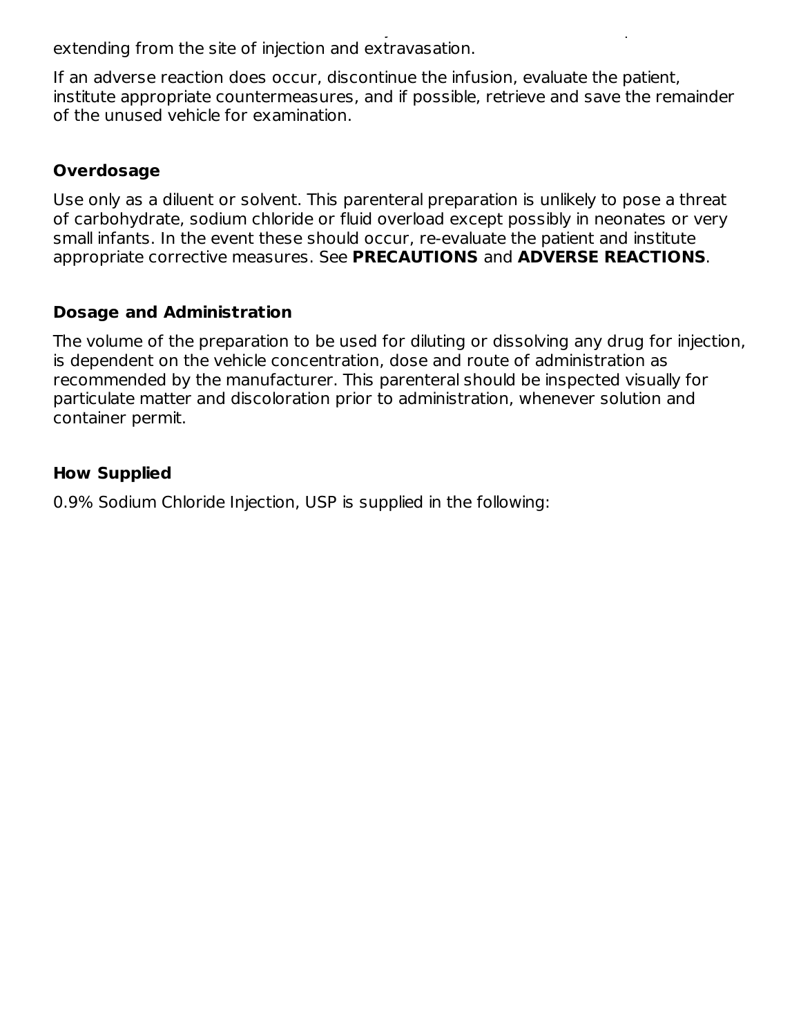extending from the site of injection and extravasation.

If an adverse reaction does occur, discontinue the infusion, evaluate the patient, institute appropriate countermeasures, and if possible, retrieve and save the remainder of the unused vehicle for examination.

## Overdosage

Use only as a diluent or solvent. This parenteral preparation is unlikely to pose a threat of carbohydrate, sodium chloride or fluid overload except possibly in neonates or very small infants. In the event these should occur, re-evaluate the patient and institute appropriate corrective measures. See **PRECAUTIONS** and **ADVERSE REACTIONS**.

## Dosage and Administration

The volume of the preparation to be used for diluting or dissolving any drug for injection, is dependent on the vehicle concentration, dose and route of administration as recommended by the manufacturer. This parenteral should be inspected visually for particulate matter and discoloration prior to administration, whenever solution and container permit.

## How Supplied

0.9% Sodium Chloride Injection, USP is supplied in the following: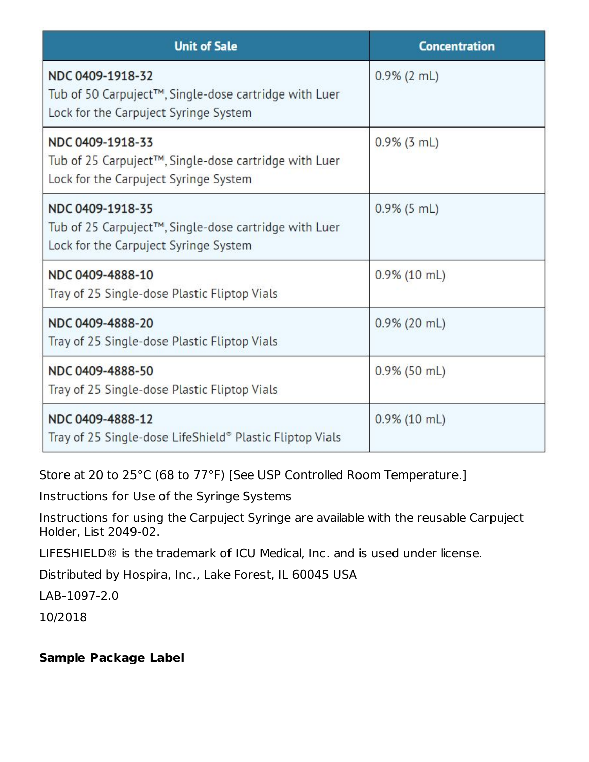| Unit of Sale | Concentration |
| --- | --- |
| **NDC 0409-1918-32** Tub of 50 Carpuject™, Single-dose cartridge with Luer Lock for the Carpuject Syringe System | 0.9% (2 mL) |
| **NDC 0409-1918-33** Tub of 25 Carpuject™, Single-dose cartridge with Luer Lock for the Carpuject Syringe System | 0.9% (3 mL) |
| **NDC 0409-1918-35** Tub of 25 Carpuject™, Single-dose cartridge with Luer Lock for the Carpuject Syringe System | 0.9% (5 mL) |
| **NDC 0409-4888-10** Tray of 25 Single-dose Plastic Fliptop Vials | 0.9% (10 mL) |
| **NDC 0409-4888-20** Tray of 25 Single-dose Plastic Fliptop Vials | 0.9% (20 mL) |
| **NDC 0409-4888-50** Tray of 25 Single-dose Plastic Fliptop Vials | 0.9% (50 mL) |
| **NDC 0409-4888-12** Tray of 25 Single-dose LifeShield® Plastic Fliptop Vials | 0.9% (10 mL) |

Store at 20 to 25°C (68 to 77°F) [See USP Controlled Room Temperature.]

Instructions for Use of the Syringe Systems

Instructions for using the Carpuject Syringe are available with the reusable Carpuject Holder, List 2049-02.

LIFESHIELD® is the trademark of ICU Medical, Inc. and is used under license.

Distributed by Hospira, Inc., Lake Forest, IL 60045 USA

LAB-1097-2.0

10/2018

**Sample Package Label**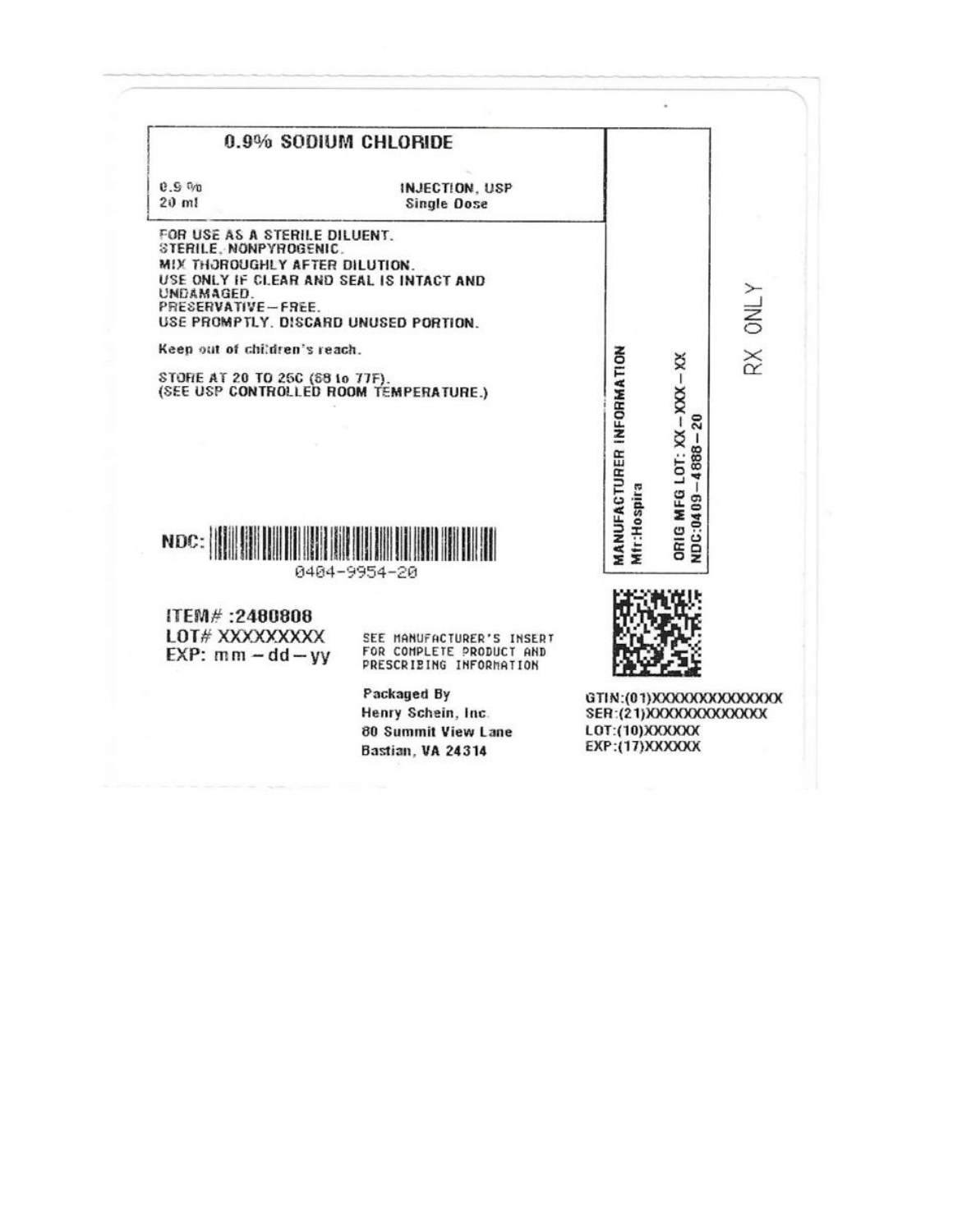# 0.9% SODIUM CHLORIDE

0.9 %
20 ml

INJECTION, USP
Single Dose

FOR USE AS A STERILE DILUENT.
STERILE, NONPYROGENIC.
MIX THOROUGHLY AFTER DILUTION.
USE ONLY IF CLEAR AND SEAL IS INTACT AND UNDAMAGED.
PRESERVATIVE—FREE.
USE PROMPTLY. DISCARD UNUSED PORTION.

Keep out of children's reach.

STORE AT 20 TO 25C (68 to 77F).
(SEE USP CONTROLLED ROOM TEMPERATURE.)

MANUFACTURER INFORMATION
Mfr:Hospira

ORIG MFG LOT: XX—XXX—XX
NDC:0409—4888—20

RX ONLY

NDC: 0404-9954-20

ITEM# :2480808
LOT# XXXXXXXXX
EXP: mm — dd — yy

SEE MANUFACTURER'S INSERT FOR COMPLETE PRODUCT AND PRESCRIBING INFORMATION

Packaged By
Henry Schein, Inc.
80 Summit View Lane
Bastian, VA 24314

GTIN:(01)XXXXXXXXXXXXXX
SER:(21)XXXXXXXXXXXX
LOT:(10)XXXXXX
EXP:(17)XXXXXX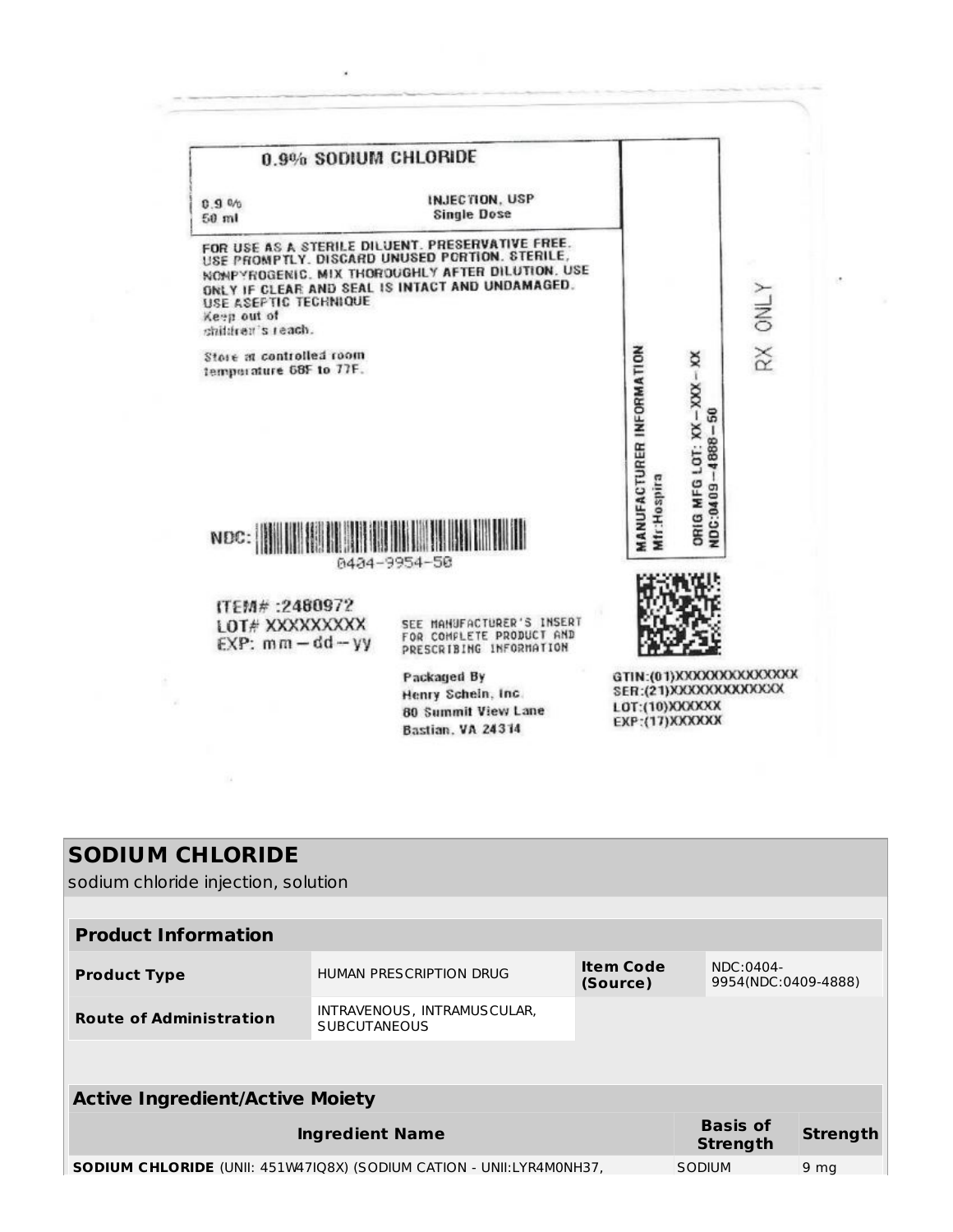0.9% SODIUM CHLORIDE

0.9 %
50 ml

INJECTION, USP
Single Dose

FOR USE AS A STERILE DILUENT. PRESERVATIVE FREE. USE PROMPTLY. DISCARD UNUSED PORTION. STERILE, NONPYROGENIC. MIX THOROUGHLY AFTER DILUTION. USE ONLY IF CLEAR AND SEAL IS INTACT AND UNDAMAGED. USE ASEPTIC TECHNIQUE
Keep out of children's reach.

Store at controlled room temperature 68F to 77F.

MANUFACTURER INFORMATION
Mfr:Hospira

ORIG MFG LOT: XX – XXX – XX
NDC:0409 – 4888 – 50

RX ONLY

NDC: 0404-9954-50

ITEM# :2480972
LOT# XXXXXXXXX
EXP: mm – dd – yy

SEE MANUFACTURER'S INSERT FOR COMPLETE PRODUCT AND PRESCRIBING INFORMATION

Packaged By
Henry Schein, Inc.
80 Summit View Lane
Bastian, VA 24314

GTIN:(01)XXXXXXXXXXXXXX
SER:(21)XXXXXXXXXXXXX
LOT:(10)XXXXXX
EXP:(17)XXXXXX

## SODIUM CHLORIDE

sodium chloride injection, solution

| **Product Information** | | | |
|---|---|---|---|
| **Product Type** | HUMAN PRESCRIPTION DRUG | **Item Code (Source)** | NDC:0404-9954(NDC:0409-4888) |
| **Route of Administration** | INTRAVENOUS, INTRAMUSCULAR, SUBCUTANEOUS | | |

| **Active Ingredient/Active Moiety** | | |
|---|---|---|
| **Ingredient Name** | **Basis of Strength** | **Strength** |
| **SODIUM CHLORIDE** (UNII: 451W47IQ8X) (SODIUM CATION - UNII:LYR4M0NH37, | SODIUM | 9 mg |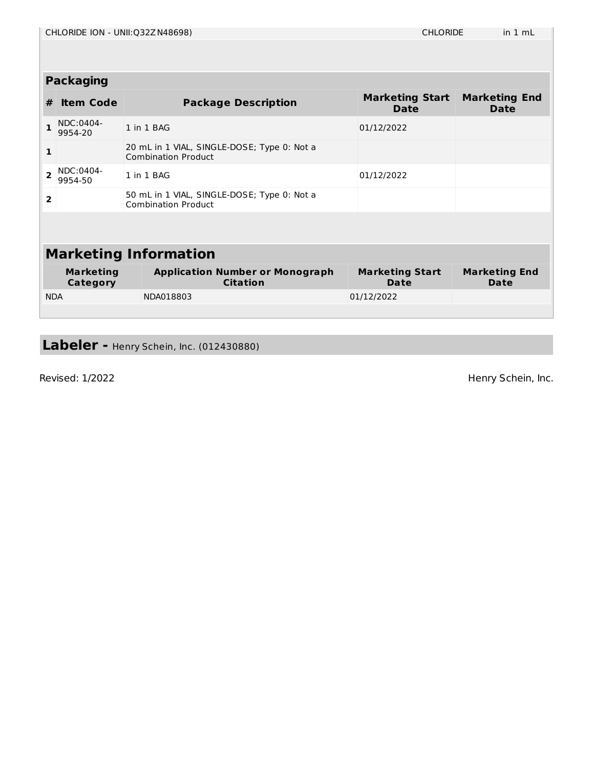| | | |
|---|---|---|
| CHLORIDE ION - UNII:Q32ZN48698) | CHLORIDE | in 1 mL |

## Packaging

| # | Item Code | Package Description | Marketing Start Date | Marketing End Date |
|---|---|---|---|---|
| 1 | NDC:0404-9954-20 | 1 in 1 BAG | 01/12/2022 | |
| 1 | | 20 mL in 1 VIAL, SINGLE-DOSE; Type 0: Not a Combination Product | | |
| 2 | NDC:0404-9954-50 | 1 in 1 BAG | 01/12/2022 | |
| 2 | | 50 mL in 1 VIAL, SINGLE-DOSE; Type 0: Not a Combination Product | | |

## Marketing Information

| Marketing Category | Application Number or Monograph Citation | Marketing Start Date | Marketing End Date |
|---|---|---|---|
| NDA | NDA018803 | 01/12/2022 | |

**Labeler -** Henry Schein, Inc. (012430880)

Revised: 1/2022

Henry Schein, Inc.